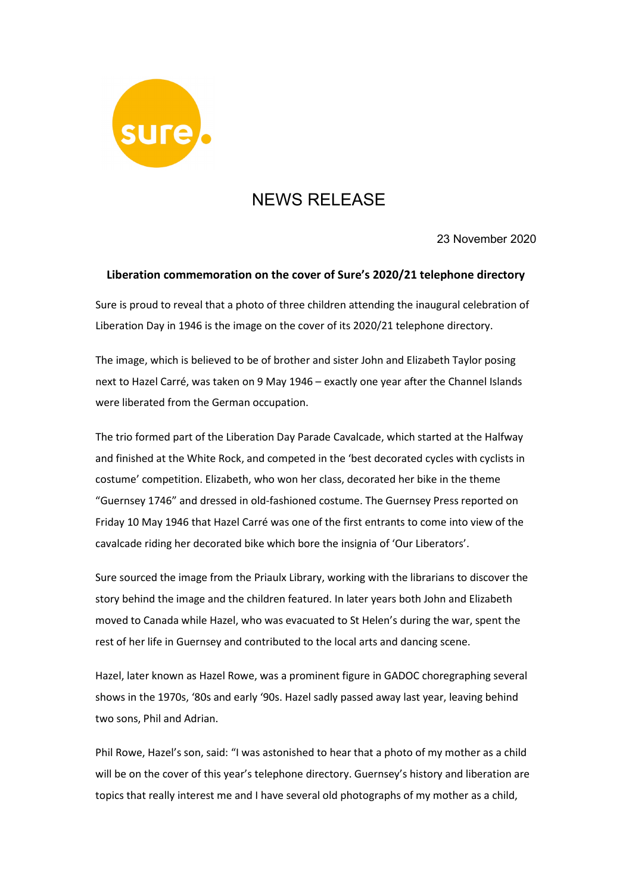# NEWS RELEASE

23 November 2020

**Liberation commemoration on the cover of Sure's 2020/21 telephone directory**

Sure is proud to reveal that a photo of three children attending the inaugural celebration of Liberation Day in 1946 is the image on the cover of its 2020/21 telephone directory.

The image, which is believed to be of brother and sister John and Elizabeth Taylor posing next to Hazel Carré, was taken on 9 May 1946 – exactly one year after the Channel Islands were liberated from the German occupation.

The trio formed part of the Liberation Day Parade Cavalcade, which started at the Halfway and finished at the White Rock, and competed in the 'best decorated cycles with cyclists in costume' competition. Elizabeth, who won her class, decorated her bike in the theme "Guernsey 1746" and dressed in old-fashioned costume. The Guernsey Press reported on Friday 10 May 1946 that Hazel Carré was one of the first entrants to come into view of the cavalcade riding her decorated bike which bore the insignia of 'Our Liberators'.

Sure sourced the image from the Priaulx Library, working with the librarians to discover the story behind the image and the children featured. In later years both John and Elizabeth moved to Canada while Hazel, who was evacuated to St Helen's during the war, spent the rest of her life in Guernsey and contributed to the local arts and dancing scene.

Hazel, later known as Hazel Rowe, was a prominent figure in GADOC choregraphing several shows in the 1970s, '80s and early '90s. Hazel sadly passed away last year, leaving behind two sons, Phil and Adrian.

Phil Rowe, Hazel's son, said: "I was astonished to hear that a photo of my mother as a child will be on the cover of this year's telephone directory. Guernsey's history and liberation are topics that really interest me and I have several old photographs of my mother as a child,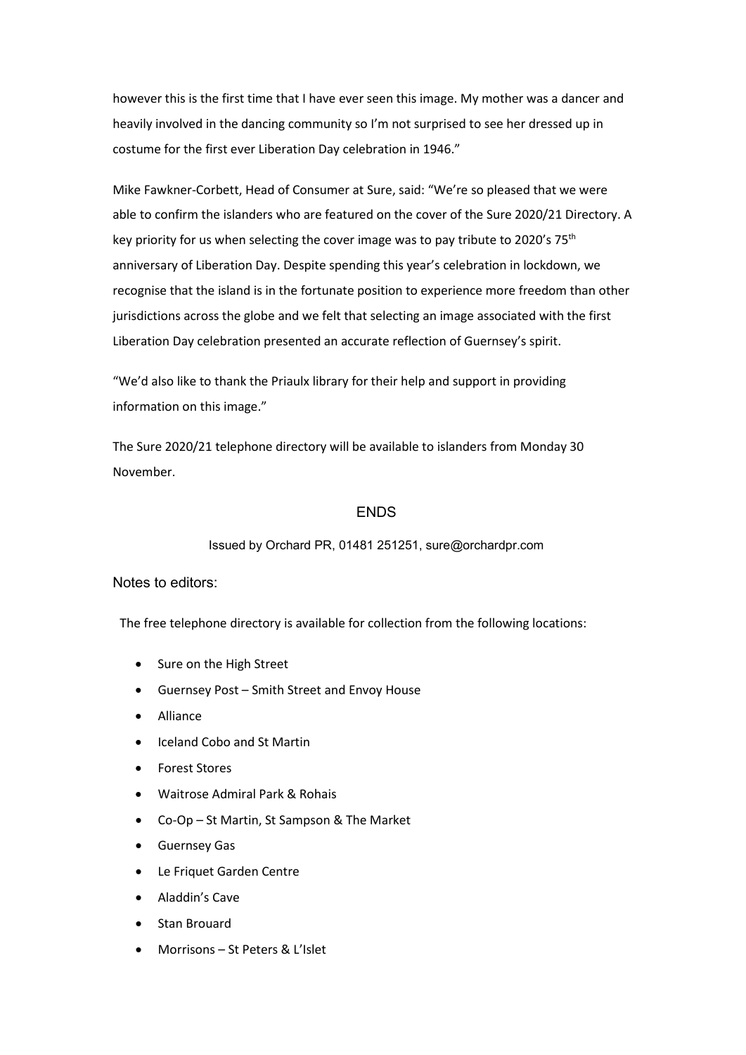however this is the first time that I have ever seen this image. My mother was a dancer and heavily involved in the dancing community so I'm not surprised to see her dressed up in costume for the first ever Liberation Day celebration in 1946."

Mike Fawkner-Corbett, Head of Consumer at Sure, said: "We're so pleased that we were able to confirm the islanders who are featured on the cover of the Sure 2020/21 Directory. A key priority for us when selecting the cover image was to pay tribute to 2020's 75th anniversary of Liberation Day. Despite spending this year's celebration in lockdown, we recognise that the island is in the fortunate position to experience more freedom than other jurisdictions across the globe and we felt that selecting an image associated with the first Liberation Day celebration presented an accurate reflection of Guernsey's spirit.

"We'd also like to thank the Priaulx library for their help and support in providing information on this image."

The Sure 2020/21 telephone directory will be available to islanders from Monday 30 November.

ENDS

Issued by Orchard PR, 01481 251251, sure@orchardpr.com

Notes to editors:

The free telephone directory is available for collection from the following locations:

- Sure on the High Street
- Guernsey Post – Smith Street and Envoy House
- Alliance
- Iceland Cobo and St Martin
- Forest Stores
- Waitrose Admiral Park & Rohais
- Co-Op – St Martin, St Sampson & The Market
- Guernsey Gas
- Le Friquet Garden Centre
- Aladdin's Cave
- Stan Brouard
- Morrisons – St Peters & L'Islet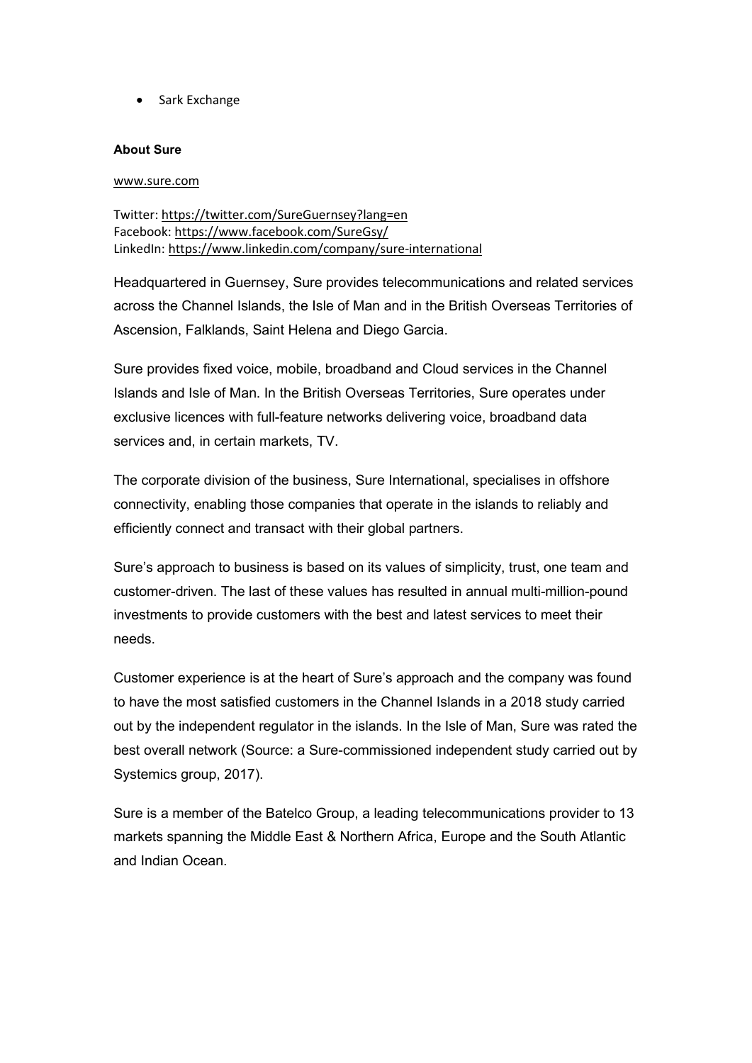- Sark Exchange

**About Sure**

www.sure.com

Twitter: https://twitter.com/SureGuernsey?lang=en
Facebook: https://www.facebook.com/SureGsy/
LinkedIn: https://www.linkedin.com/company/sure-international

Headquartered in Guernsey, Sure provides telecommunications and related services across the Channel Islands, the Isle of Man and in the British Overseas Territories of Ascension, Falklands, Saint Helena and Diego Garcia.

Sure provides fixed voice, mobile, broadband and Cloud services in the Channel Islands and Isle of Man. In the British Overseas Territories, Sure operates under exclusive licences with full-feature networks delivering voice, broadband data services and, in certain markets, TV.

The corporate division of the business, Sure International, specialises in offshore connectivity, enabling those companies that operate in the islands to reliably and efficiently connect and transact with their global partners.

Sure's approach to business is based on its values of simplicity, trust, one team and customer-driven. The last of these values has resulted in annual multi-million-pound investments to provide customers with the best and latest services to meet their needs.

Customer experience is at the heart of Sure's approach and the company was found to have the most satisfied customers in the Channel Islands in a 2018 study carried out by the independent regulator in the islands. In the Isle of Man, Sure was rated the best overall network (Source: a Sure-commissioned independent study carried out by Systemics group, 2017).

Sure is a member of the Batelco Group, a leading telecommunications provider to 13 markets spanning the Middle East & Northern Africa, Europe and the South Atlantic and Indian Ocean.